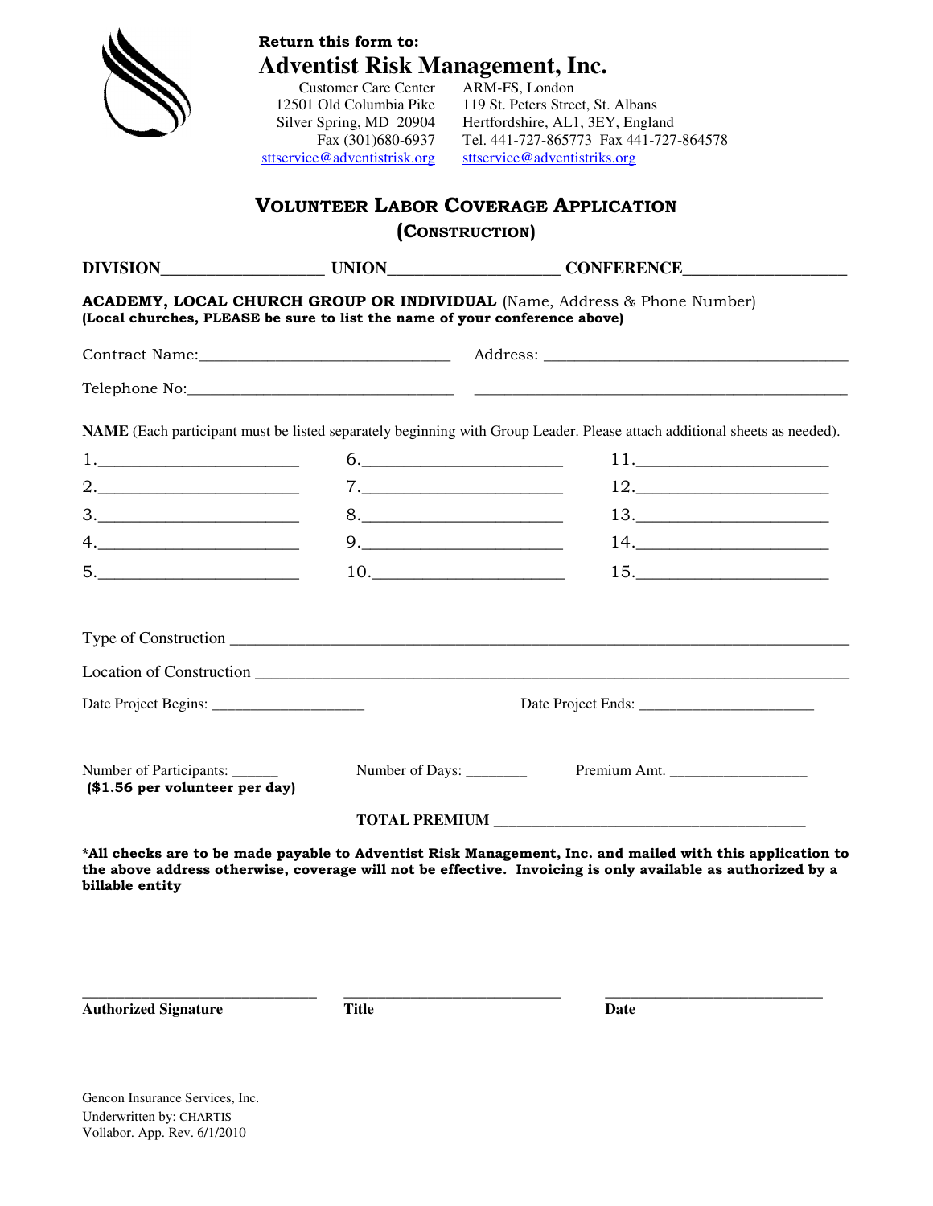**Return this form to:**

# Adventist Risk Management, Inc.

Customer Care Center
12501 Old Columbia Pike
Silver Spring, MD 20904
Fax (301)680-6937
sttservice@adventistrisk.org

ARM-FS, London
119 St. Peters Street, St. Albans
Hertfordshire, AL1, 3EY, England
Tel. 441-727-865773 Fax 441-727-864578
sttservice@adventistriks.org

## VOLUNTEER LABOR COVERAGE APPLICATION (CONSTRUCTION)

**DIVISION**__________________ **UNION**___________________ **CONFERENCE**__________________

**ACADEMY, LOCAL CHURCH GROUP OR INDIVIDUAL** (Name, Address & Phone Number)
**(Local churches, PLEASE be sure to list the name of your conference above)**

Contract Name:______________________________ Address: ____________________________________

Telephone No:_______________________________ ____________________________________________

**NAME** (Each participant must be listed separately beginning with Group Leader. Please attach additional sheets as needed).

| | | |
|---|---|---|
| 1.______________________ | 6.______________________ | 11.______________________ |
| 2.______________________ | 7.______________________ | 12.______________________ |
| 3.______________________ | 8.______________________ | 13.______________________ |
| 4.______________________ | 9.______________________ | 14.______________________ |
| 5.______________________ | 10.______________________ | 15.______________________ |

Type of Construction ______________________________________________________________________

Location of Construction ___________________________________________________________________

Date Project Begins: ___________________ Date Project Ends: ______________________

Number of Participants: ______ Number of Days: ________ Premium Amt. _________________
**($1.56 per volunteer per day)**

**TOTAL PREMIUM** ______________________________________

**\*All checks are to be made payable to Adventist Risk Management, Inc. and mailed with this application to the above address otherwise, coverage will not be effective. Invoicing is only available as authorized by a billable entity**

_____________________________ _____________________________ _____________________________
**Authorized Signature** **Title** **Date**

Gencon Insurance Services, Inc.
Underwritten by: CHARTIS
Vollabor. App. Rev. 6/1/2010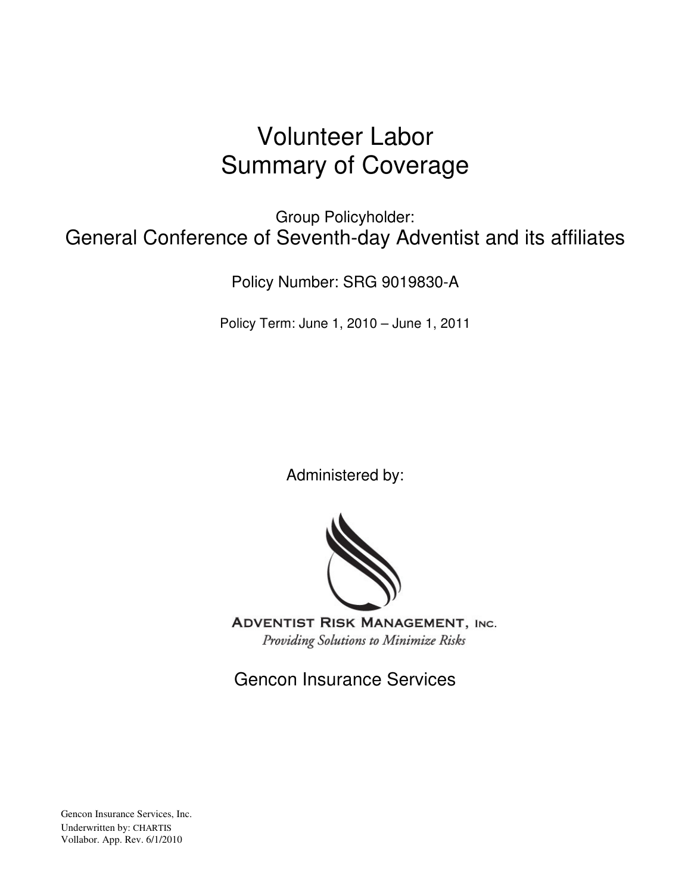# Volunteer Labor
# Summary of Coverage

Group Policyholder:

## General Conference of Seventh-day Adventist and its affiliates

Policy Number: SRG 9019830-A

Policy Term: June 1, 2010 – June 1, 2011

Administered by:

ADVENTIST RISK MANAGEMENT, INC.

*Providing Solutions to Minimize Risks*

Gencon Insurance Services

Gencon Insurance Services, Inc.
Underwritten by: CHARTIS
Vollabor. App. Rev. 6/1/2010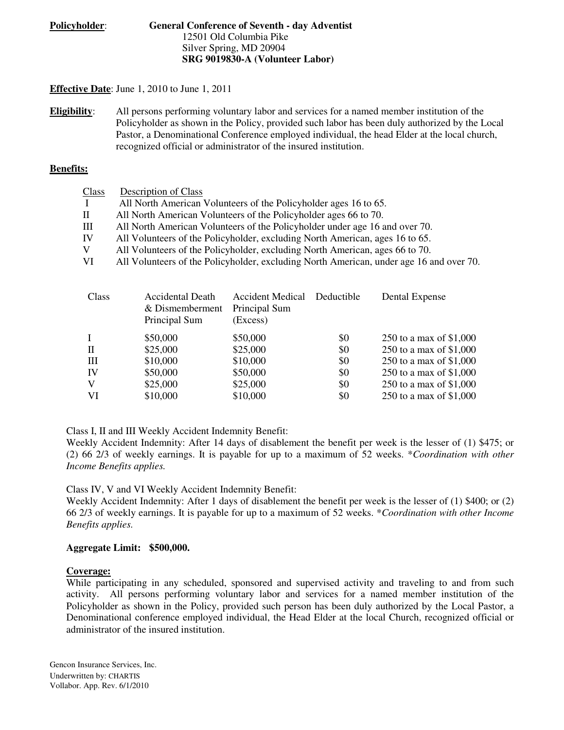**Policyholder**: **General Conference of Seventh - day Adventist**
12501 Old Columbia Pike
Silver Spring, MD 20904
**SRG 9019830-A (Volunteer Labor)**

**Effective Date**: June 1, 2010 to June 1, 2011

**Eligibility**: All persons performing voluntary labor and services for a named member institution of the Policyholder as shown in the Policy, provided such labor has been duly authorized by the Local Pastor, a Denominational Conference employed individual, the head Elder at the local church, recognized official or administrator of the insured institution.

**Benefits:**

| Class | Description of Class |
|---|---|
| I | All North American Volunteers of the Policyholder ages 16 to 65. |
| II | All North American Volunteers of the Policyholder ages 66 to 70. |
| III | All North American Volunteers of the Policyholder under age 16 and over 70. |
| IV | All Volunteers of the Policyholder, excluding North American, ages 16 to 65. |
| V | All Volunteers of the Policyholder, excluding North American, ages 66 to 70. |
| VI | All Volunteers of the Policyholder, excluding North American, under age 16 and over 70. |

| Class | Accidental Death & Dismemberment Principal Sum | Accident Medical Principal Sum (Excess) | Deductible | Dental Expense |
|---|---|---|---|---|
| I | $50,000 | $50,000 | $0 | 250 to a max of $1,000 |
| II | $25,000 | $25,000 | $0 | 250 to a max of $1,000 |
| III | $10,000 | $10,000 | $0 | 250 to a max of $1,000 |
| IV | $50,000 | $50,000 | $0 | 250 to a max of $1,000 |
| V | $25,000 | $25,000 | $0 | 250 to a max of $1,000 |
| VI | $10,000 | $10,000 | $0 | 250 to a max of $1,000 |

Class I, II and III Weekly Accident Indemnity Benefit:
Weekly Accident Indemnity: After 14 days of disablement the benefit per week is the lesser of (1) $475; or (2) 66 2/3 of weekly earnings. It is payable for up to a maximum of 52 weeks. **Coordination with other Income Benefits applies.*

Class IV, V and VI Weekly Accident Indemnity Benefit:
Weekly Accident Indemnity: After 1 days of disablement the benefit per week is the lesser of (1) $400; or (2) 66 2/3 of weekly earnings. It is payable for up to a maximum of 52 weeks. **Coordination with other Income Benefits applies.*

**Aggregate Limit: $500,000.**

**Coverage:**
While participating in any scheduled, sponsored and supervised activity and traveling to and from such activity. All persons performing voluntary labor and services for a named member institution of the Policyholder as shown in the Policy, provided such person has been duly authorized by the Local Pastor, a Denominational conference employed individual, the Head Elder at the local Church, recognized official or administrator of the insured institution.

Gencon Insurance Services, Inc.
Underwritten by: CHARTIS
Vollabor. App. Rev. 6/1/2010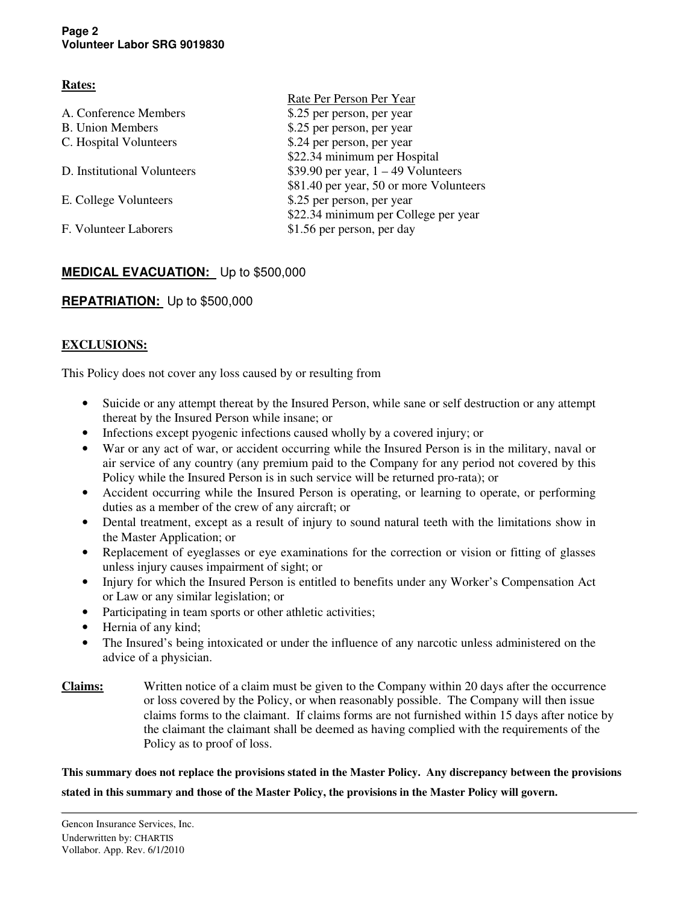**Page 2**
**Volunteer Labor SRG 9019830**

**Rates:**

| | Rate Per Person Per Year |
|---|---|
| A. Conference Members | $.25 per person, per year |
| B. Union Members | $.25 per person, per year |
| C. Hospital Volunteers | $.24 per person, per year<br>$22.34 minimum per Hospital |
| D. Institutional Volunteers | $39.90 per year, 1 – 49 Volunteers<br>$81.40 per year, 50 or more Volunteers |
| E. College Volunteers | $.25 per person, per year<br>$22.34 minimum per College per year |
| F. Volunteer Laborers | $1.56 per person, per day |

**MEDICAL EVACUATION:** Up to $500,000

**REPATRIATION:** Up to $500,000

**EXCLUSIONS:**

This Policy does not cover any loss caused by or resulting from

- Suicide or any attempt thereat by the Insured Person, while sane or self destruction or any attempt thereat by the Insured Person while insane; or
- Infections except pyogenic infections caused wholly by a covered injury; or
- War or any act of war, or accident occurring while the Insured Person is in the military, naval or air service of any country (any premium paid to the Company for any period not covered by this Policy while the Insured Person is in such service will be returned pro-rata); or
- Accident occurring while the Insured Person is operating, or learning to operate, or performing duties as a member of the crew of any aircraft; or
- Dental treatment, except as a result of injury to sound natural teeth with the limitations show in the Master Application; or
- Replacement of eyeglasses or eye examinations for the correction or vision or fitting of glasses unless injury causes impairment of sight; or
- Injury for which the Insured Person is entitled to benefits under any Worker's Compensation Act or Law or any similar legislation; or
- Participating in team sports or other athletic activities;
- Hernia of any kind;
- The Insured's being intoxicated or under the influence of any narcotic unless administered on the advice of a physician.

**Claims:** Written notice of a claim must be given to the Company within 20 days after the occurrence or loss covered by the Policy, or when reasonably possible. The Company will then issue claims forms to the claimant. If claims forms are not furnished within 15 days after notice by the claimant the claimant shall be deemed as having complied with the requirements of the Policy as to proof of loss.

**This summary does not replace the provisions stated in the Master Policy. Any discrepancy between the provisions stated in this summary and those of the Master Policy, the provisions in the Master Policy will govern.**

Gencon Insurance Services, Inc.
Underwritten by: CHARTIS
Vollabor. App. Rev. 6/1/2010